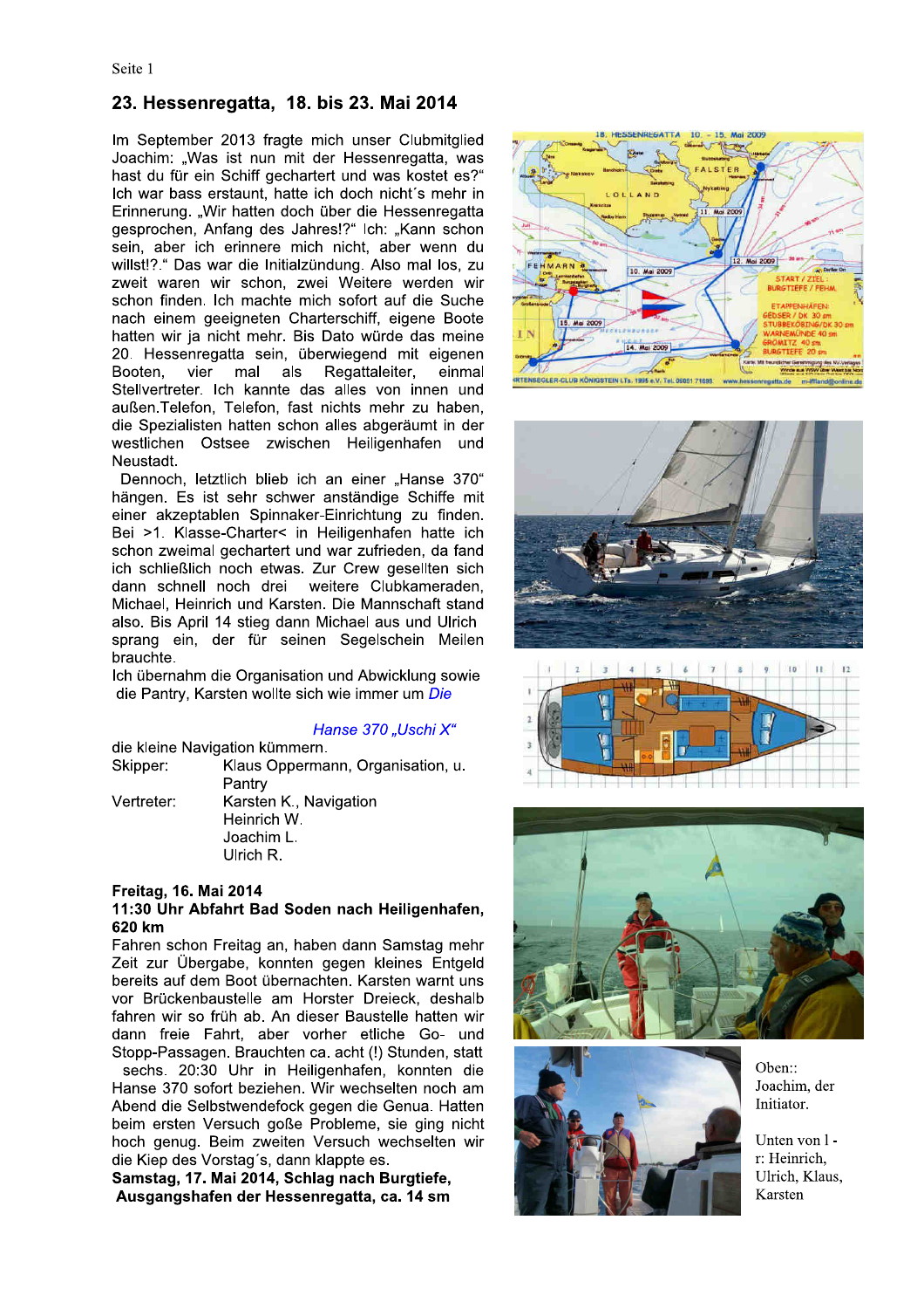## 23. Hessenregatta, 18. bis 23. Mai 2014

Im September 2013 fragte mich unser Clubmitglied Joachim: „Was ist nun mit der Hessenregatta, was hast du für ein Schiff gechartert und was kostet es?“ Ich war bass erstaunt, hatte ich doch nicht´s mehr in Erinnerung. „Wir hatten doch über die Hessenregatta gesprochen, Anfang des Jahres!?“ Ich: „Kann schon sein, aber ich erinnere mich nicht, aber wenn du willst!?.“ Das war die Initialzündung. Also mal los, zu zweit waren wir schon, zwei Weitere werden wir schon finden. Ich machte mich sofort auf die Suche nach einem geeigneten Charterschiff, eigene Boote hatten wir ja nicht mehr. Bis Dato würde das meine 20. Hessenregatta sein, überwiegend mit eigenen Booten, vier mal als Regattaleiter, einmal Stellvertreter. Ich kannte das alles von innen und außen.Telefon, Telefon, fast nichts mehr zu haben, die Spezialisten hatten schon alles abgeräumt in der westlichen Ostsee zwischen Heiligenhafen und Neustadt.

Dennoch, letztlich blieb ich an einer „Hanse 370“ hängen. Es ist sehr schwer anständige Schiffe mit einer akzeptablen Spinnaker-Einrichtung zu finden. Bei >1. Klasse-Charter< in Heiligenhafen hatte ich schon zweimal gechartert und war zufrieden, da fand ich schließlich noch etwas. Zur Crew gesellten sich dann schnell noch drei weitere Clubkameraden, Michael, Heinrich und Karsten. Die Mannschaft stand also. Bis April 14 stieg dann Michael aus und Ulrich sprang ein, der für seinen Segelschein Meilen brauchte.

Ich übernahm die Organisation und Abwicklung sowie die Pantry, Karsten wollte sich wie immer um die kleine Navigation kümmern.

*Die Hanse 370 „Uschi X“*

| | |
|---|---|
| Skipper: | Klaus Oppermann, Organisation, u. Pantry |
| Vertreter: | Karsten K., Navigation |
| | Heinrich W. |
| | Joachim L. |
| | Ulrich R. |

**Freitag, 16. Mai 2014**
**11:30 Uhr Abfahrt Bad Soden nach Heiligenhafen, 620 km**

Fahren schon Freitag an, haben dann Samstag mehr Zeit zur Übergabe, konnten gegen kleines Entgeld bereits auf dem Boot übernachten. Karsten warnt uns vor Brückenbaustelle am Horster Dreieck, deshalb fahren wir so früh ab. An dieser Baustelle hatten wir dann freie Fahrt, aber vorher etliche Go- und Stopp-Passagen. Brauchten ca. acht (!) Stunden, statt sechs. 20:30 Uhr in Heiligenhafen, konnten die Hanse 370 sofort beziehen. Wir wechselten noch am Abend die Selbstwendefock gegen die Genua. Hatten beim ersten Versuch goße Probleme, sie ging nicht hoch genug. Beim zweiten Versuch wechselten wir die Kiep des Vorstag´s, dann klappte es.

**Samstag, 17. Mai 2014, Schlag nach Burgtiefe, Ausgangshafen der Hessenregatta, ca. 14 sm**

Oben:: Joachim, der Initiator.

Unten von l - r: Heinrich, Ulrich, Klaus, Karsten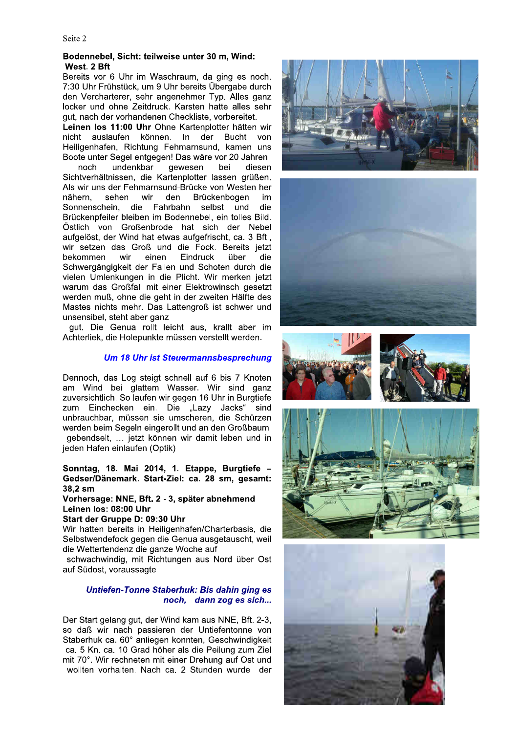**Bodennebel, Sicht: teilweise unter 30 m, Wind: West. 2 Bft**

Bereits vor 6 Uhr im Waschraum, da ging es noch. 7:30 Uhr Frühstück, um 9 Uhr bereits Übergabe durch den Vercharterer, sehr angenehmer Typ. Alles ganz locker und ohne Zeitdruck. Karsten hatte alles sehr gut, nach der vorhandenen Checkliste, vorbereitet.

**Leinen los 11:00 Uhr** Ohne Kartenplotter hätten wir nicht auslaufen können. In der Bucht von Heiligenhafen, Richtung Fehmarnsund, kamen uns Boote unter Segel entgegen! Das wäre vor 20 Jahren noch undenkbar gewesen bei diesen Sichtverhältnissen, die Kartenplotter lassen grüßen. Als wir uns der Fehmarnsund-Brücke von Westen her nähern, sehen wir den Brückenbogen im Sonnenschein, die Fahrbahn selbst und die Brückenpfeiler bleiben im Bodennebel, ein tolles Bild. Östlich von Großenbrode hat sich der Nebel aufgelöst, der Wind hat etwas aufgefrischt, ca. 3 Bft., wir setzen das Groß und die Fock. Bereits jetzt bekommen wir einen Eindruck über die Schwergängigkeit der Fallen und Schoten durch die vielen Umlenkungen in die Plicht. Wir merken jetzt warum das Großfall mit einer Elektrowinsch gesetzt werden muß, ohne die geht in der zweiten Hälfte des Mastes nichts mehr. Das Lattengroß ist schwer und unsensibel, steht aber ganz gut. Die Genua rollt leicht aus, krallt aber im Achterliek, die Holepunkte müssen verstellt werden.

***Um 18 Uhr ist Steuermannsbesprechung***

Dennoch, das Log steigt schnell auf 6 bis 7 Knoten am Wind bei glattem Wasser. Wir sind ganz zuversichtlich. So laufen wir gegen 16 Uhr in Burgtiefe zum Einchecken ein. Die „Lazy Jacks" sind unbrauchbar, müssen sie umscheren, die Schürzen werden beim Segeln eingerollt und an den Großbaum gebendselt, … jetzt können wir damit leben und in jeden Hafen einlaufen (Optik)

**Sonntag, 18. Mai 2014, 1. Etappe, Burgtiefe – Gedser/Dänemark. Start-Ziel: ca. 28 sm, gesamt: 38,2 sm**
**Vorhersage: NNE, Bft. 2 - 3, später abnehmend**
**Leinen los: 08:00 Uhr**
**Start der Gruppe D: 09:30 Uhr**

Wir hatten bereits in Heiligenhafen/Charterbasis, die Selbstwendefock gegen die Genua ausgetauscht, weil die Wettertendenz die ganze Woche auf schwachwindig, mit Richtungen aus Nord über Ost auf Südost, voraussagte.

***Untiefen-Tonne Staberhuk: Bis dahin ging es noch, dann zog es sich...***

Der Start gelang gut, der Wind kam aus NNE, Bft. 2-3, so daß wir nach passieren der Untiefentonne von Staberhuk ca. 60° anliegen konnten, Geschwindigkeit ca. 5 Kn. ca. 10 Grad höher als die Peilung zum Ziel mit 70°. Wir rechneten mit einer Drehung auf Ost und wollten vorhalten. Nach ca. 2 Stunden wurde der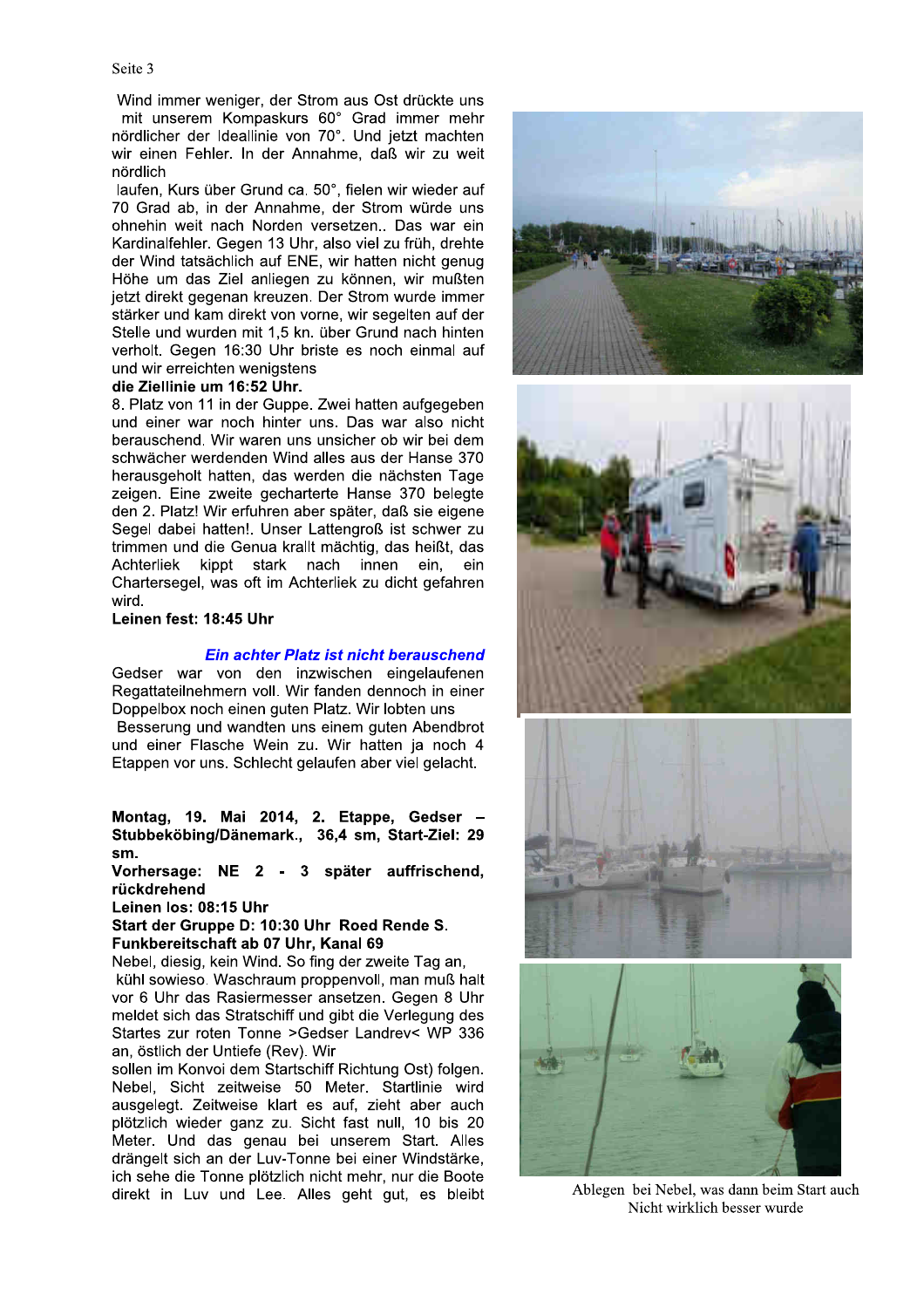Wind immer weniger, der Strom aus Ost drückte uns mit unserem Kompaskurs 60° Grad immer mehr nördlicher der Ideallinie von 70°. Und jetzt machten wir einen Fehler. In der Annahme, daß wir zu weit nördlich laufen, Kurs über Grund ca. 50°, fielen wir wieder auf 70 Grad ab, in der Annahme, der Strom würde uns ohnehin weit nach Norden versetzen.. Das war ein Kardinalfehler. Gegen 13 Uhr, also viel zu früh, drehte der Wind tatsächlich auf ENE, wir hatten nicht genug Höhe um das Ziel anliegen zu können, wir mußten jetzt direkt gegenan kreuzen. Der Strom wurde immer stärker und kam direkt von vorne, wir segelten auf der Stelle und wurden mit 1,5 kn. über Grund nach hinten verholt. Gegen 16:30 Uhr briste es noch einmal auf und wir erreichten wenigstens

**die Ziellinie um 16:52 Uhr.**

8. Platz von 11 in der Guppe. Zwei hatten aufgegeben und einer war noch hinter uns. Das war also nicht berauschend. Wir waren uns unsicher ob wir bei dem schwächer werdenden Wind alles aus der Hanse 370 herausgeholt hatten, das werden die nächsten Tage zeigen. Eine zweite gecharterte Hanse 370 belegte den 2. Platz! Wir erfuhren aber später, daß sie eigene Segel dabei hatten!. Unser Lattengroß ist schwer zu trimmen und die Genua krallt mächtig, das heißt, das Achterliek kippt stark nach innen ein, ein Chartersegel, was oft im Achterliek zu dicht gefahren wird.

**Leinen fest: 18:45 Uhr**

***Ein achter Platz ist nicht berauschend***

Gedser war von den inzwischen eingelaufenen Regattateilnehmern voll. Wir fanden dennoch in einer Doppelbox noch einen guten Platz. Wir lobten uns Besserung und wandten uns einem guten Abendbrot und einer Flasche Wein zu. Wir hatten ja noch 4 Etappen vor uns. Schlecht gelaufen aber viel gelacht.

**Montag, 19. Mai 2014, 2. Etappe, Gedser – Stubbeköbing/Dänemark., 36,4 sm, Start-Ziel: 29 sm.**

**Vorhersage: NE 2 - 3 später auffrischend, rückdrehend**

**Leinen los: 08:15 Uhr**

**Start der Gruppe D: 10:30 Uhr Roed Rende S.**

**Funkbereitschaft ab 07 Uhr, Kanal 69**

Nebel, diesig, kein Wind. So fing der zweite Tag an, kühl sowieso. Waschraum proppenvoll, man muß halt vor 6 Uhr das Rasiermesser ansetzen. Gegen 8 Uhr meldet sich das Stratschiff und gibt die Verlegung des Startes zur roten Tonne >Gedser Landrev< WP 336 an, östlich der Untiefe (Rev). Wir sollen im Konvoi dem Startschiff Richtung Ost) folgen. Nebel, Sicht zeitweise 50 Meter. Startlinie wird ausgelegt. Zeitweise klart es auf, zieht aber auch plötzlich wieder ganz zu. Sicht fast null, 10 bis 20 Meter. Und das genau bei unserem Start. Alles drängelt sich an der Luv-Tonne bei einer Windstärke, ich sehe die Tonne plötzlich nicht mehr, nur die Boote direkt in Luv und Lee. Alles geht gut, es bleibt

Ablegen bei Nebel, was dann beim Start auch Nicht wirklich besser wurde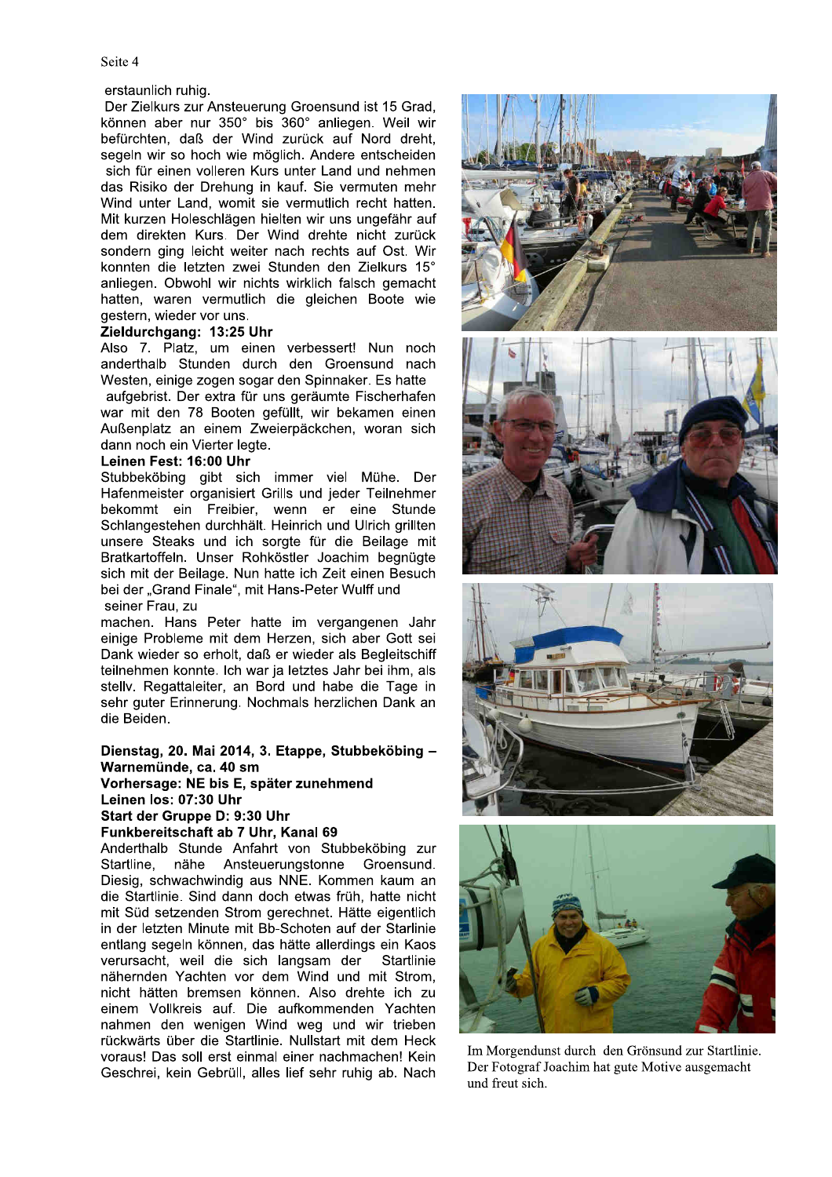erstaunlich ruhig.

Der Zielkurs zur Ansteuerung Groensund ist 15 Grad, können aber nur 350° bis 360° anliegen. Weil wir befürchten, daß der Wind zurück auf Nord dreht, segeln wir so hoch wie möglich. Andere entscheiden sich für einen volleren Kurs unter Land und nehmen das Risiko der Drehung in kauf. Sie vermuten mehr Wind unter Land, womit sie vermutlich recht hatten. Mit kurzen Holeschlägen hielten wir uns ungefähr auf dem direkten Kurs. Der Wind drehte nicht zurück sondern ging leicht weiter nach rechts auf Ost. Wir konnten die letzten zwei Stunden den Zielkurs 15° anliegen. Obwohl wir nichts wirklich falsch gemacht hatten, waren vermutlich die gleichen Boote wie gestern, wieder vor uns.

**Zieldurchgang: 13:25 Uhr**

Also 7. Platz, um einen verbessert! Nun noch anderthalb Stunden durch den Groensund nach Westen, einige zogen sogar den Spinnaker. Es hatte aufgebrist. Der extra für uns geräumte Fischerhafen war mit den 78 Booten gefüllt, wir bekamen einen Außenplatz an einem Zweierpäckchen, woran sich dann noch ein Vierter legte.

**Leinen Fest: 16:00 Uhr**

Stubbeköbing gibt sich immer viel Mühe. Der Hafenmeister organisiert Grills und jeder Teilnehmer bekommt ein Freibier, wenn er eine Stunde Schlangestehen durchhält. Heinrich und Ulrich grillten unsere Steaks und ich sorgte für die Beilage mit Bratkartoffeln. Unser Rohköstler Joachim begnügte sich mit der Beilage. Nun hatte ich Zeit einen Besuch bei der „Grand Finale“, mit Hans-Peter Wulff und seiner Frau, zu machen. Hans Peter hatte im vergangenen Jahr einige Probleme mit dem Herzen, sich aber Gott sei Dank wieder so erholt, daß er wieder als Begleitschiff teilnehmen konnte. Ich war ja letztes Jahr bei ihm, als stellv. Regattaleiter, an Bord und habe die Tage in sehr guter Erinnerung. Nochmals herzlichen Dank an die Beiden.

**Dienstag, 20. Mai 2014, 3. Etappe, Stubbeköbing – Warnemünde, ca. 40 sm**
**Vorhersage: NE bis E, später zunehmend**
**Leinen los: 07:30 Uhr**
**Start der Gruppe D: 9:30 Uhr**
**Funkbereitschaft ab 7 Uhr, Kanal 69**

Anderthalb Stunde Anfahrt von Stubbeköbing zur Startline, nähe Ansteuerungstonne Groensund. Diesig, schwachwindig aus NNE. Kommen kaum an die Startlinie. Sind dann doch etwas früh, hatte nicht mit Süd setzenden Strom gerechnet. Hätte eigentlich in der letzten Minute mit Bb-Schoten auf der Starlinie entlang segeln können, das hätte allerdings ein Kaos verursacht, weil die sich langsam der Startlinie nähernden Yachten vor dem Wind und mit Strom, nicht hätten bremsen können. Also drehte ich zu einem Vollkreis auf. Die aufkommenden Yachten nahmen den wenigen Wind weg und wir trieben rückwärts über die Startlinie. Nullstart mit dem Heck voraus! Das soll erst einmal einer nachmachen! Kein Geschrei, kein Gebrüll, alles lief sehr ruhig ab. Nach

Im Morgendunst durch den Grönsund zur Startlinie. Der Fotograf Joachim hat gute Motive ausgemacht und freut sich.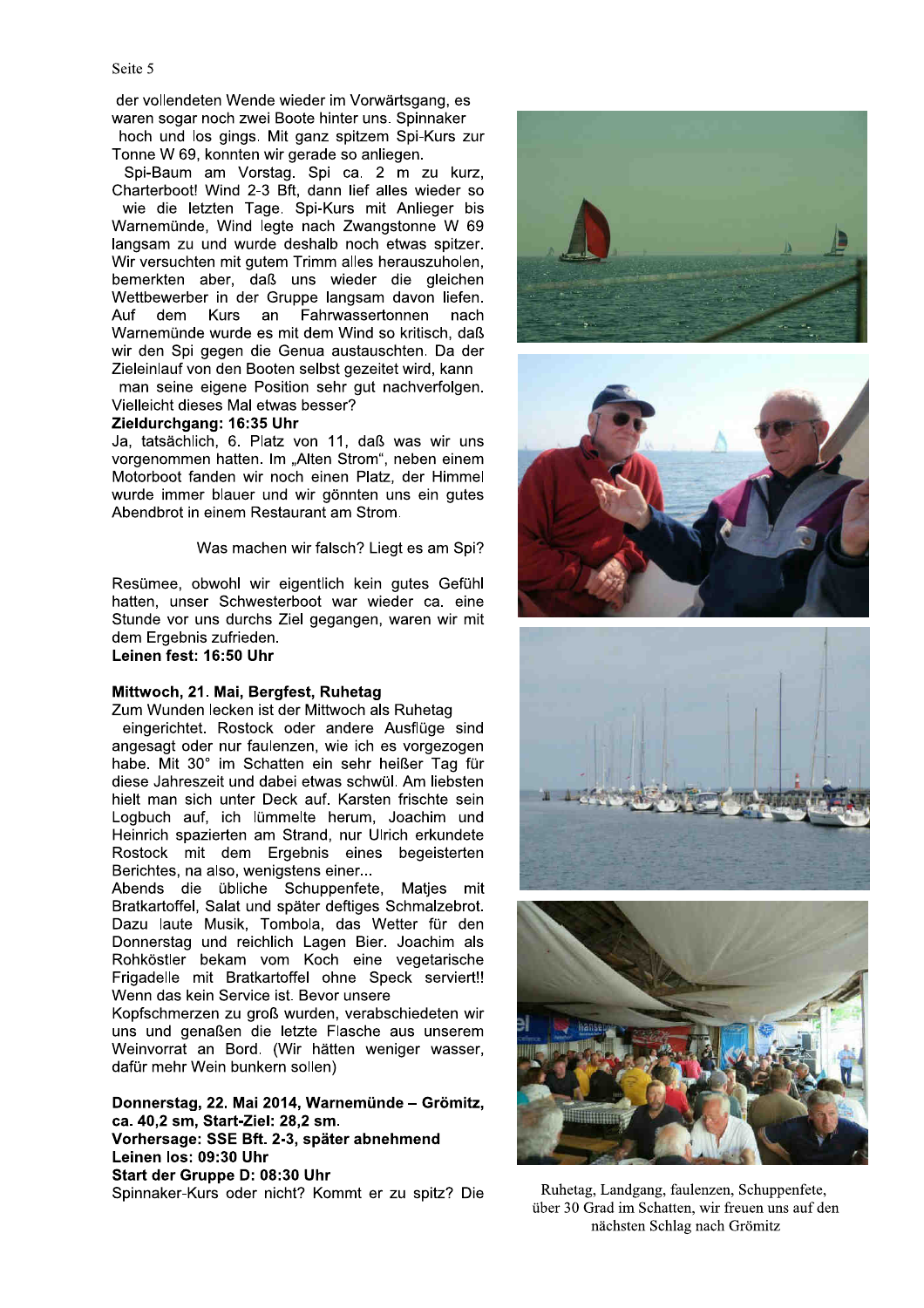der vollendeten Wende wieder im Vorwärtsgang, es waren sogar noch zwei Boote hinter uns. Spinnaker hoch und los gings. Mit ganz spitzem Spi-Kurs zur Tonne W 69, konnten wir gerade so anliegen.

Spi-Baum am Vorstag. Spi ca. 2 m zu kurz, Charterboot! Wind 2-3 Bft, dann lief alles wieder so wie die letzten Tage. Spi-Kurs mit Anlieger bis Warnemünde, Wind legte nach Zwangstonne W 69 langsam zu und wurde deshalb noch etwas spitzer. Wir versuchten mit gutem Trimm alles herauszuholen, bemerkten aber, daß uns wieder die gleichen Wettbewerber in der Gruppe langsam davon liefen. Auf dem Kurs an Fahrwassertonnen nach Warnemünde wurde es mit dem Wind so kritisch, daß wir den Spi gegen die Genua austauschten. Da der Zieleinlauf von den Booten selbst gezeitet wird, kann man seine eigene Position sehr gut nachverfolgen. Vielleicht dieses Mal etwas besser?

**Zieldurchgang: 16:35 Uhr**

Ja, tatsächlich, 6. Platz von 11, daß was wir uns vorgenommen hatten. Im „Alten Strom", neben einem Motorboot fanden wir noch einen Platz, der Himmel wurde immer blauer und wir gönnten uns ein gutes Abendbrot in einem Restaurant am Strom.

Was machen wir falsch? Liegt es am Spi?

Resümee, obwohl wir eigentlich kein gutes Gefühl hatten, unser Schwesterboot war wieder ca. eine Stunde vor uns durchs Ziel gegangen, waren wir mit dem Ergebnis zufrieden.

**Leinen fest: 16:50 Uhr**

**Mittwoch, 21. Mai, Bergfest, Ruhetag**

Zum Wunden lecken ist der Mittwoch als Ruhetag eingerichtet. Rostock oder andere Ausflüge sind angesagt oder nur faulenzen, wie ich es vorgezogen habe. Mit 30° im Schatten ein sehr heißer Tag für diese Jahreszeit und dabei etwas schwül. Am liebsten hielt man sich unter Deck auf. Karsten frischte sein Logbuch auf, ich lümmelte herum, Joachim und Heinrich spazierten am Strand, nur Ulrich erkundete Rostock mit dem Ergebnis eines begeisterten Berichtes, na also, wenigstens einer...

Abends die übliche Schuppenfete, Matjes mit Bratkartoffel, Salat und später deftiges Schmalzebrot. Dazu laute Musik, Tombola, das Wetter für den Donnerstag und reichlich Lagen Bier. Joachim als Rohköstler bekam vom Koch eine vegetarische Frigadelle mit Bratkartoffel ohne Speck serviert!! Wenn das kein Service ist. Bevor unsere Kopfschmerzen zu groß wurden, verabschiedeten wir uns und genaßen die letzte Flasche aus unserem Weinvorrat an Bord. (Wir hätten weniger wasser, dafür mehr Wein bunkern sollen)

**Donnerstag, 22. Mai 2014, Warnemünde – Grömitz, ca. 40,2 sm, Start-Ziel: 28,2 sm.**
**Vorhersage: SSE Bft. 2-3, später abnehmend**
**Leinen los: 09:30 Uhr**
**Start der Gruppe D: 08:30 Uhr**

Spinnaker-Kurs oder nicht? Kommt er zu spitz? Die

Ruhetag, Landgang, faulenzen, Schuppenfete, über 30 Grad im Schatten, wir freuen uns auf den nächsten Schlag nach Grömitz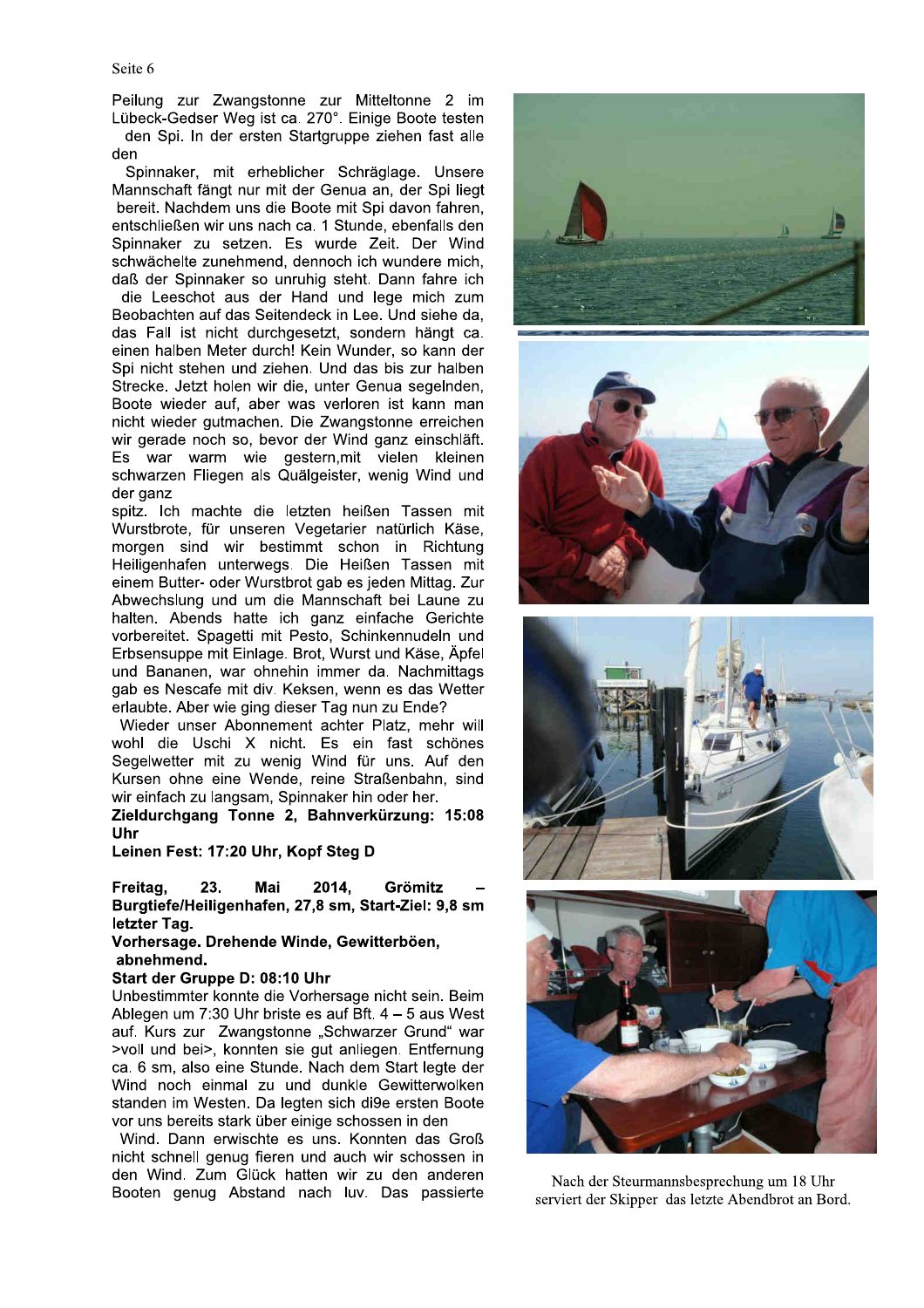Peilung zur Zwangstonne zur Mitteltonne 2 im Lübeck-Gedser Weg ist ca. 270°. Einige Boote testen den Spi. In der ersten Startgruppe ziehen fast alle den Spinnaker, mit erheblicher Schräglage. Unsere Mannschaft fängt nur mit der Genua an, der Spi liegt bereit. Nachdem uns die Boote mit Spi davon fahren, entschließen wir uns nach ca. 1 Stunde, ebenfalls den Spinnaker zu setzen. Es wurde Zeit. Der Wind schwächelte zunehmend, dennoch ich wundere mich, daß der Spinnaker so unruhig steht. Dann fahre ich die Leeschot aus der Hand und lege mich zum Beobachten auf das Seitendeck in Lee. Und siehe da, das Fall ist nicht durchgesetzt, sondern hängt ca. einen halben Meter durch! Kein Wunder, so kann der Spi nicht stehen und ziehen. Und das bis zur halben Strecke. Jetzt holen wir die, unter Genua segelnden, Boote wieder auf, aber was verloren ist kann man nicht wieder gutmachen. Die Zwangstonne erreichen wir gerade noch so, bevor der Wind ganz einschläft. Es war warm wie gestern,mit vielen kleinen schwarzen Fliegen als Quälgeister, wenig Wind und der ganz spitz. Ich machte die letzten heißen Tassen mit Wurstbrote, für unseren Vegetarier natürlich Käse, morgen sind wir bestimmt schon in Richtung Heiligenhafen unterwegs. Die Heißen Tassen mit einem Butter- oder Wurstbrot gab es jeden Mittag. Zur Abwechslung und um die Mannschaft bei Laune zu halten. Abends hatte ich ganz einfache Gerichte vorbereitet. Spagetti mit Pesto, Schinkennudeln und Erbsensuppe mit Einlage. Brot, Wurst und Käse, Äpfel und Bananen, war ohnehin immer da. Nachmittags gab es Nescafe mit div. Keksen, wenn es das Wetter erlaubte. Aber wie ging dieser Tag nun zu Ende?

Wieder unser Abonnement achter Platz, mehr will wohl die Uschi X nicht. Es ein fast schönes Segelwetter mit zu wenig Wind für uns. Auf den Kursen ohne eine Wende, reine Straßenbahn, sind wir einfach zu langsam, Spinnaker hin oder her.

**Zieldurchgang Tonne 2, Bahnverkürzung: 15:08 Uhr**

**Leinen Fest: 17:20 Uhr, Kopf Steg D**

**Freitag, 23. Mai 2014, Grömitz – Burgtiefe/Heiligenhafen, 27,8 sm, Start-Ziel: 9,8 sm letzter Tag.**

**Vorhersage. Drehende Winde, Gewitterböen, abnehmend.**

**Start der Gruppe D: 08:10 Uhr**

Unbestimmter konnte die Vorhersage nicht sein. Beim Ablegen um 7:30 Uhr briste es auf Bft. 4 – 5 aus West auf. Kurs zur Zwangstonne „Schwarzer Grund" war >voll und bei>, konnten sie gut anliegen. Entfernung ca. 6 sm, also eine Stunde. Nach dem Start legte der Wind noch einmal zu und dunkle Gewitterwolken standen im Westen. Da legten sich di9e ersten Boote vor uns bereits stark über einige schossen in den Wind. Dann erwischte es uns. Konnten das Groß nicht schnell genug fieren und auch wir schossen in den Wind. Zum Glück hatten wir zu den anderen Booten genug Abstand nach luv. Das passierte

Nach der Steurmannsbesprechung um 18 Uhr serviert der Skipper das letzte Abendbrot an Bord.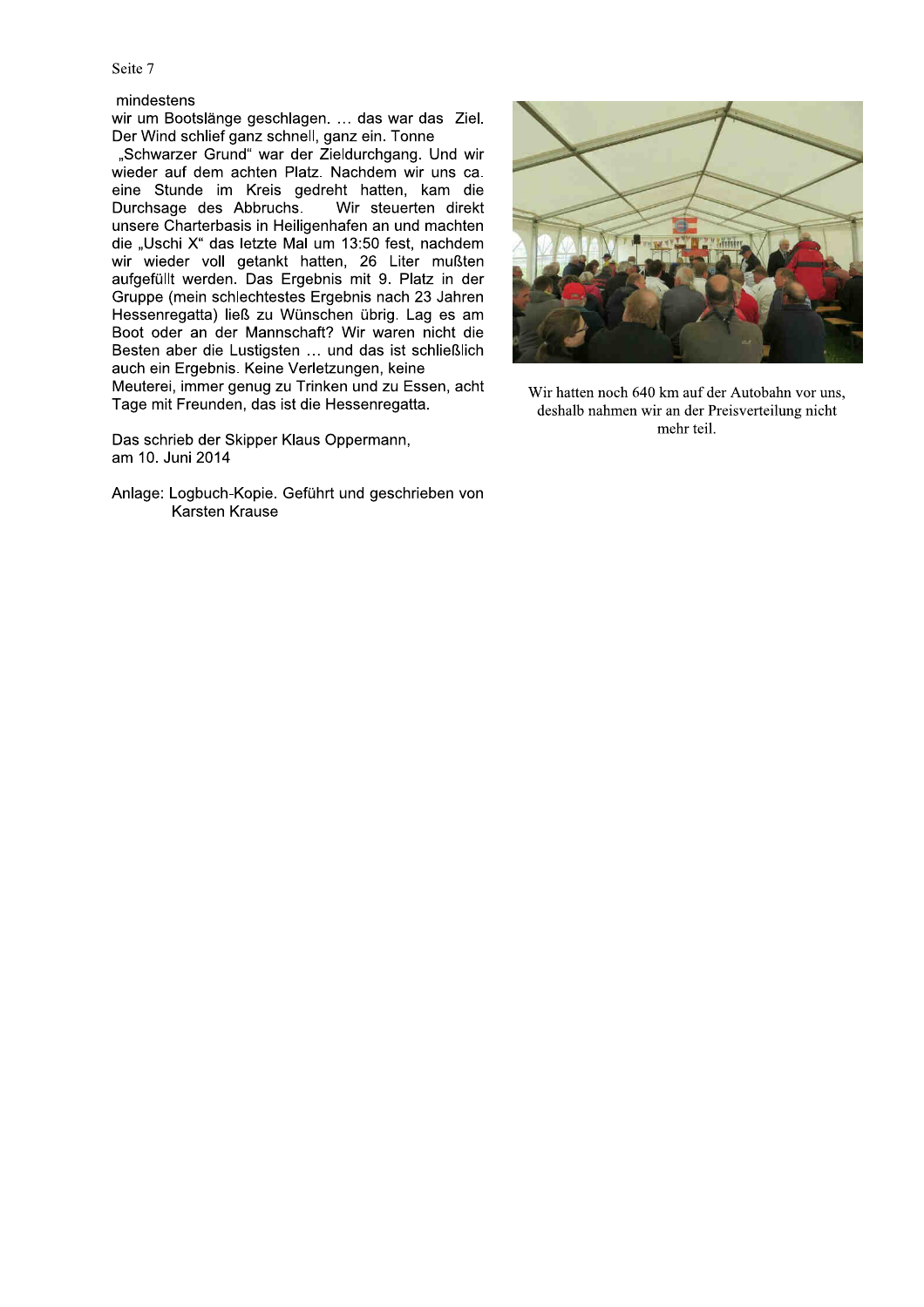mindestens
wir um Bootslänge geschlagen. … das war das Ziel. Der Wind schlief ganz schnell, ganz ein. Tonne „Schwarzer Grund" war der Zieldurchgang. Und wir wieder auf dem achten Platz. Nachdem wir uns ca. eine Stunde im Kreis gedreht hatten, kam die Durchsage des Abbruchs. Wir steuerten direkt unsere Charterbasis in Heiligenhafen an und machten die „Uschi X" das letzte Mal um 13:50 fest, nachdem wir wieder voll getankt hatten, 26 Liter mußten aufgefüllt werden. Das Ergebnis mit 9. Platz in der Gruppe (mein schlechtestes Ergebnis nach 23 Jahren Hessenregatta) ließ zu Wünschen übrig. Lag es am Boot oder an der Mannschaft? Wir waren nicht die Besten aber die Lustigsten … und das ist schließlich auch ein Ergebnis. Keine Verletzungen, keine Meuterei, immer genug zu Trinken und zu Essen, acht Tage mit Freunden, das ist die Hessenregatta.

Das schrieb der Skipper Klaus Oppermann,
am 10. Juni 2014

Anlage: Logbuch-Kopie. Geführt und geschrieben von Karsten Krause

Wir hatten noch 640 km auf der Autobahn vor uns, deshalb nahmen wir an der Preisverteilung nicht mehr teil.